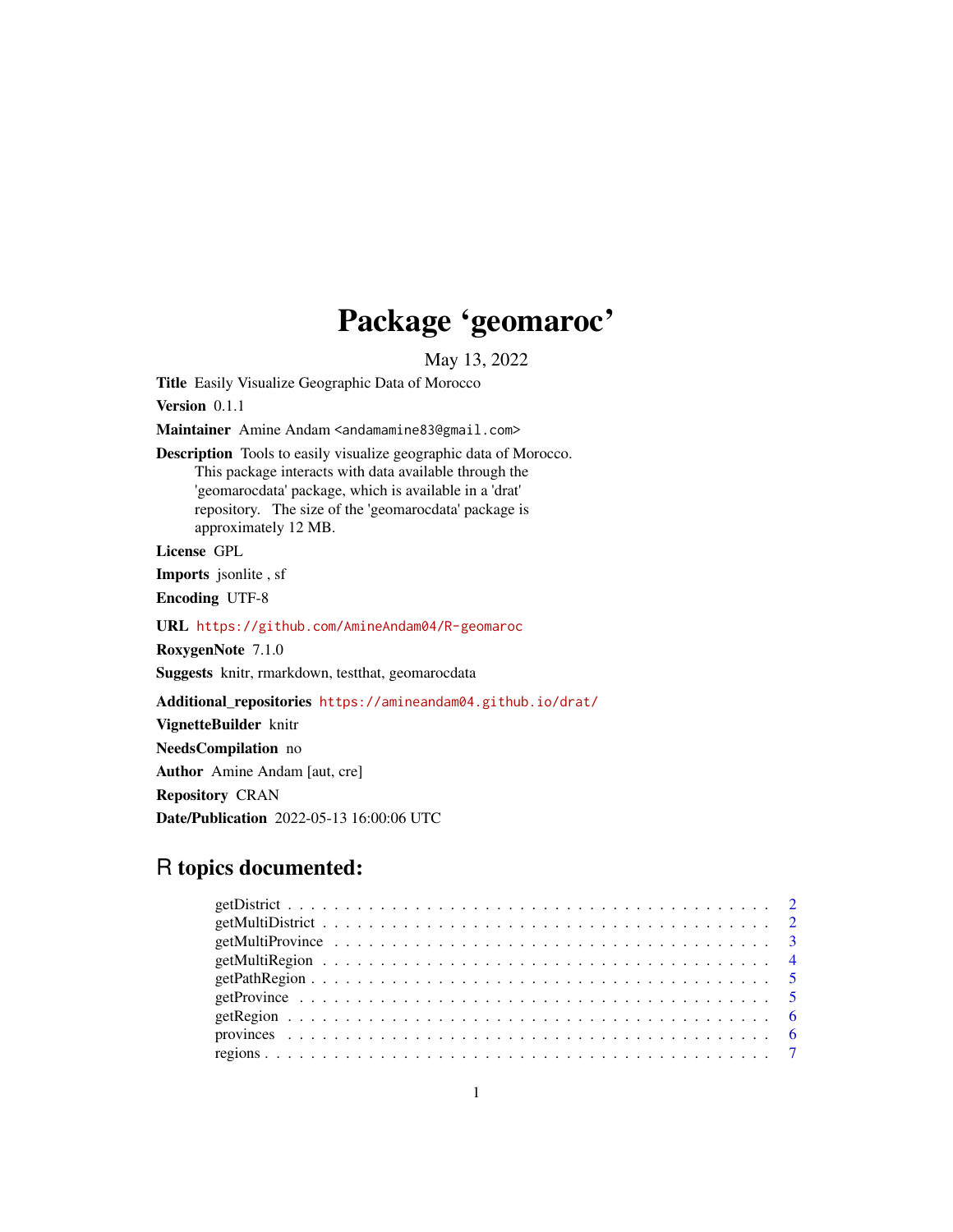# Package 'geomaroc'

May 13, 2022

**Title** Easily Visualize Geographic Data of Morocco

**Version** 0.1.1

**Maintainer** Amine Andam <andamamine83@gmail.com>

**Description** Tools to easily visualize geographic data of Morocco. This package interacts with data available through the 'geomarocdata' package, which is available in a 'drat' repository. The size of the 'geomarocdata' package is approximately 12 MB.

**License** GPL

**Imports** jsonlite , sf

**Encoding** UTF-8

**URL** https://github.com/AmineAndam04/R-geomaroc

**RoxygenNote** 7.1.0

**Suggests** knitr, rmarkdown, testthat, geomarocdata

**Additional_repositories** https://amineandam04.github.io/drat/

**VignetteBuilder** knitr

**NeedsCompilation** no

**Author** Amine Andam [aut, cre]

**Repository** CRAN

**Date/Publication** 2022-05-13 16:00:06 UTC

## R topics documented:

- getDistrict . . . . . . . . . . . . . . . . . . . . . . . . . . . . . . . . . . . . . . . . . 2
- getMultiDistrict . . . . . . . . . . . . . . . . . . . . . . . . . . . . . . . . . . . . . . 2
- getMultiProvince . . . . . . . . . . . . . . . . . . . . . . . . . . . . . . . . . . . . . 3
- getMultiRegion . . . . . . . . . . . . . . . . . . . . . . . . . . . . . . . . . . . . . . 4
- getPathRegion . . . . . . . . . . . . . . . . . . . . . . . . . . . . . . . . . . . . . . . 5
- getProvince . . . . . . . . . . . . . . . . . . . . . . . . . . . . . . . . . . . . . . . . 5
- getRegion . . . . . . . . . . . . . . . . . . . . . . . . . . . . . . . . . . . . . . . . . 6
- provinces . . . . . . . . . . . . . . . . . . . . . . . . . . . . . . . . . . . . . . . . . 6
- regions . . . . . . . . . . . . . . . . . . . . . . . . . . . . . . . . . . . . . . . . . . 7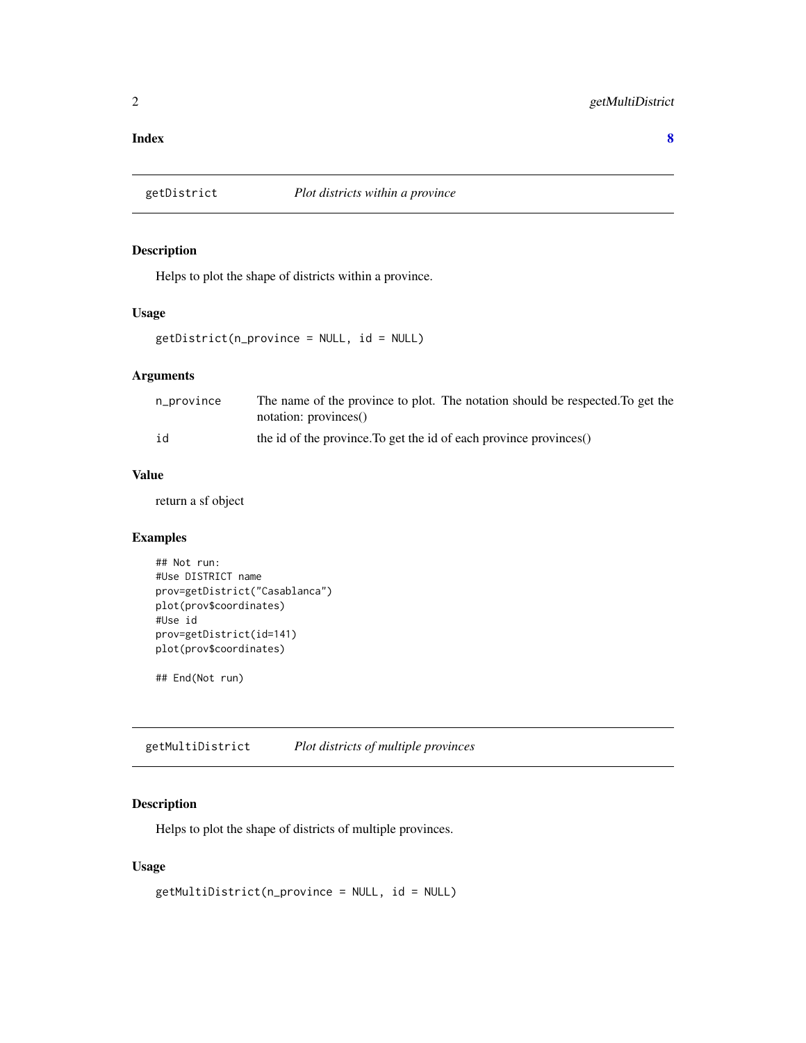**Index** **8**

## getDistrict *Plot districts within a province*

### Description

Helps to plot the shape of districts within a province.

### Usage

```
getDistrict(n_province = NULL, id = NULL)
```

### Arguments

| | |
|---|---|
| n_province | The name of the province to plot. The notation should be respected.To get the notation: provinces() |
| id | the id of the province.To get the id of each province provinces() |

### Value

return a sf object

### Examples

```
## Not run:
#Use DISTRICT name
prov=getDistrict("Casablanca")
plot(prov$coordinates)
#Use id
prov=getDistrict(id=141)
plot(prov$coordinates)

## End(Not run)
```

## getMultiDistrict *Plot districts of multiple provinces*

### Description

Helps to plot the shape of districts of multiple provinces.

### Usage

```
getMultiDistrict(n_province = NULL, id = NULL)
```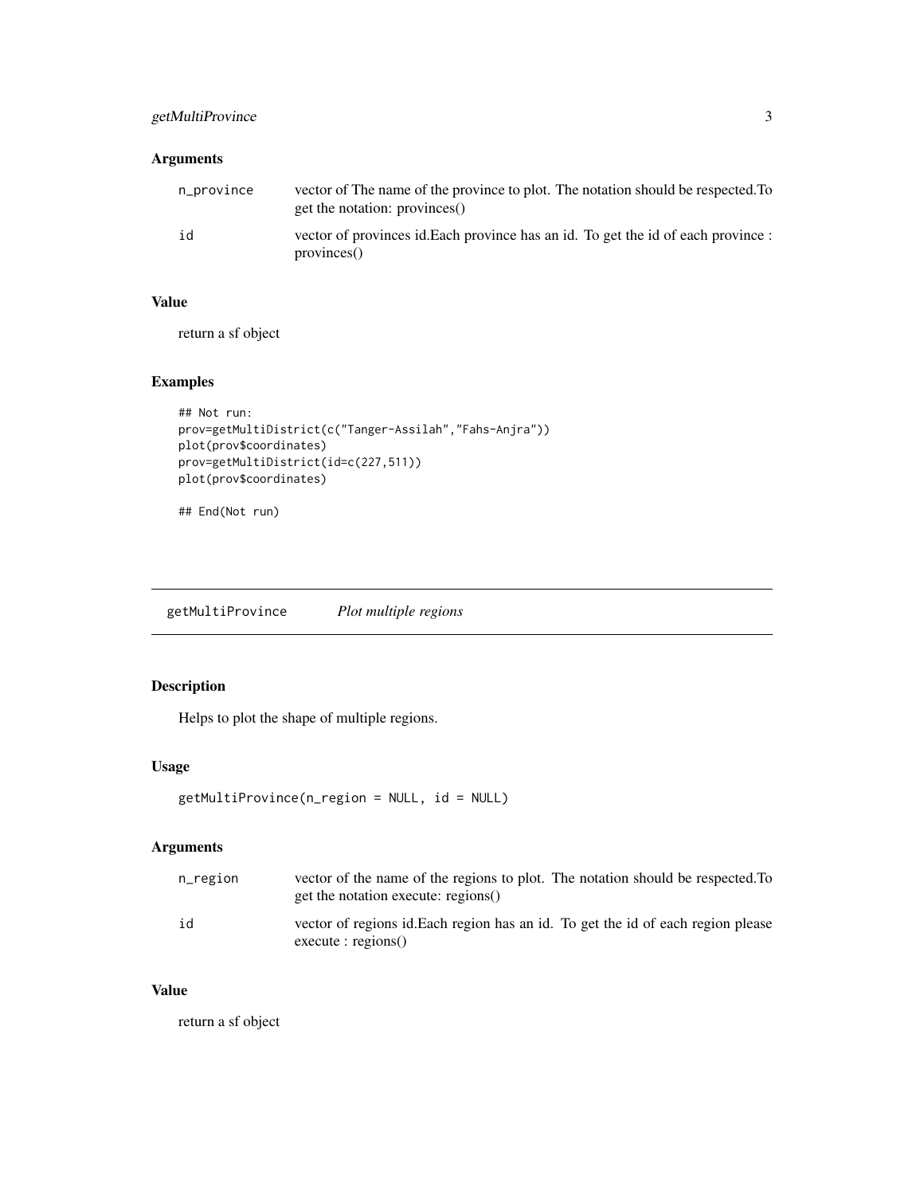## Arguments

| | |
|---|---|
| n_province | vector of The name of the province to plot. The notation should be respected.To get the notation: provinces() |
| id | vector of provinces id.Each province has an id. To get the id of each province : provinces() |

## Value

return a sf object

## Examples

```
## Not run:
prov=getMultiDistrict(c("Tanger-Assilah","Fahs-Anjra"))
plot(prov$coordinates)
prov=getMultiDistrict(id=c(227,511))
plot(prov$coordinates)

## End(Not run)
```

---

# getMultiProvince *Plot multiple regions*

---

## Description

Helps to plot the shape of multiple regions.

## Usage

```
getMultiProvince(n_region = NULL, id = NULL)
```

## Arguments

| | |
|---|---|
| n_region | vector of the name of the regions to plot. The notation should be respected.To get the notation execute: regions() |
| id | vector of regions id.Each region has an id. To get the id of each region please execute : regions() |

## Value

return a sf object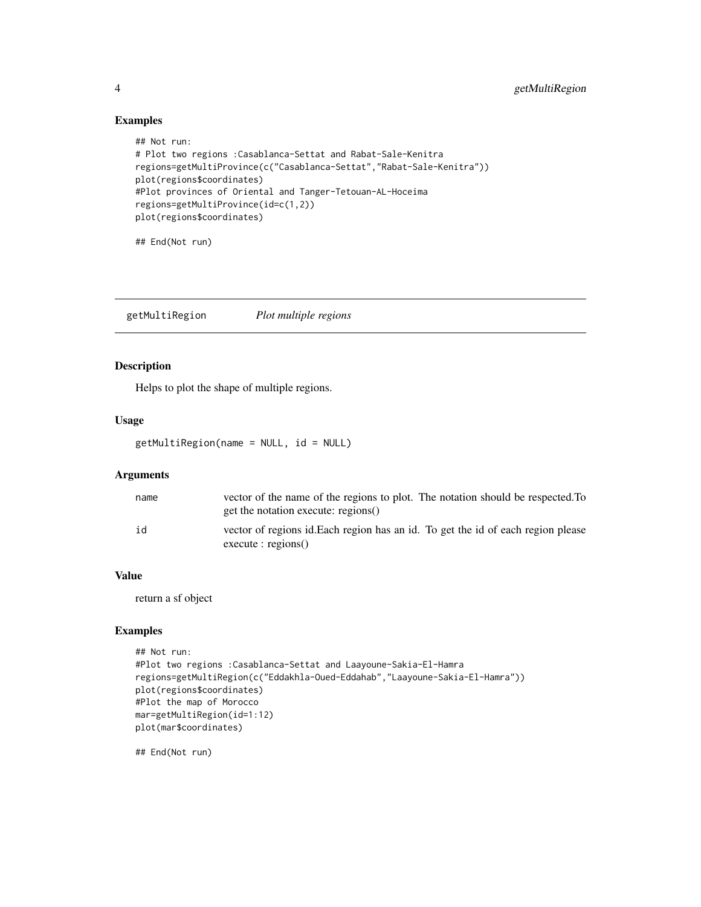### Examples

```
## Not run:
# Plot two regions :Casablanca-Settat and Rabat-Sale-Kenitra
regions=getMultiProvince(c("Casablanca-Settat","Rabat-Sale-Kenitra"))
plot(regions$coordinates)
#Plot provinces of Oriental and Tanger-Tetouan-AL-Hoceima
regions=getMultiProvince(id=c(1,2))
plot(regions$coordinates)

## End(Not run)
```

---

## getMultiRegion &emsp; *Plot multiple regions*

---

### Description

Helps to plot the shape of multiple regions.

### Usage

```
getMultiRegion(name = NULL, id = NULL)
```

### Arguments

| | |
|---|---|
| name | vector of the name of the regions to plot. The notation should be respected.To get the notation execute: regions() |
| id | vector of regions id.Each region has an id. To get the id of each region please execute : regions() |

### Value

return a sf object

### Examples

```
## Not run:
#Plot two regions :Casablanca-Settat and Laayoune-Sakia-El-Hamra
regions=getMultiRegion(c("Eddakhla-Oued-Eddahab","Laayoune-Sakia-El-Hamra"))
plot(regions$coordinates)
#Plot the map of Morocco
mar=getMultiRegion(id=1:12)
plot(mar$coordinates)

## End(Not run)
```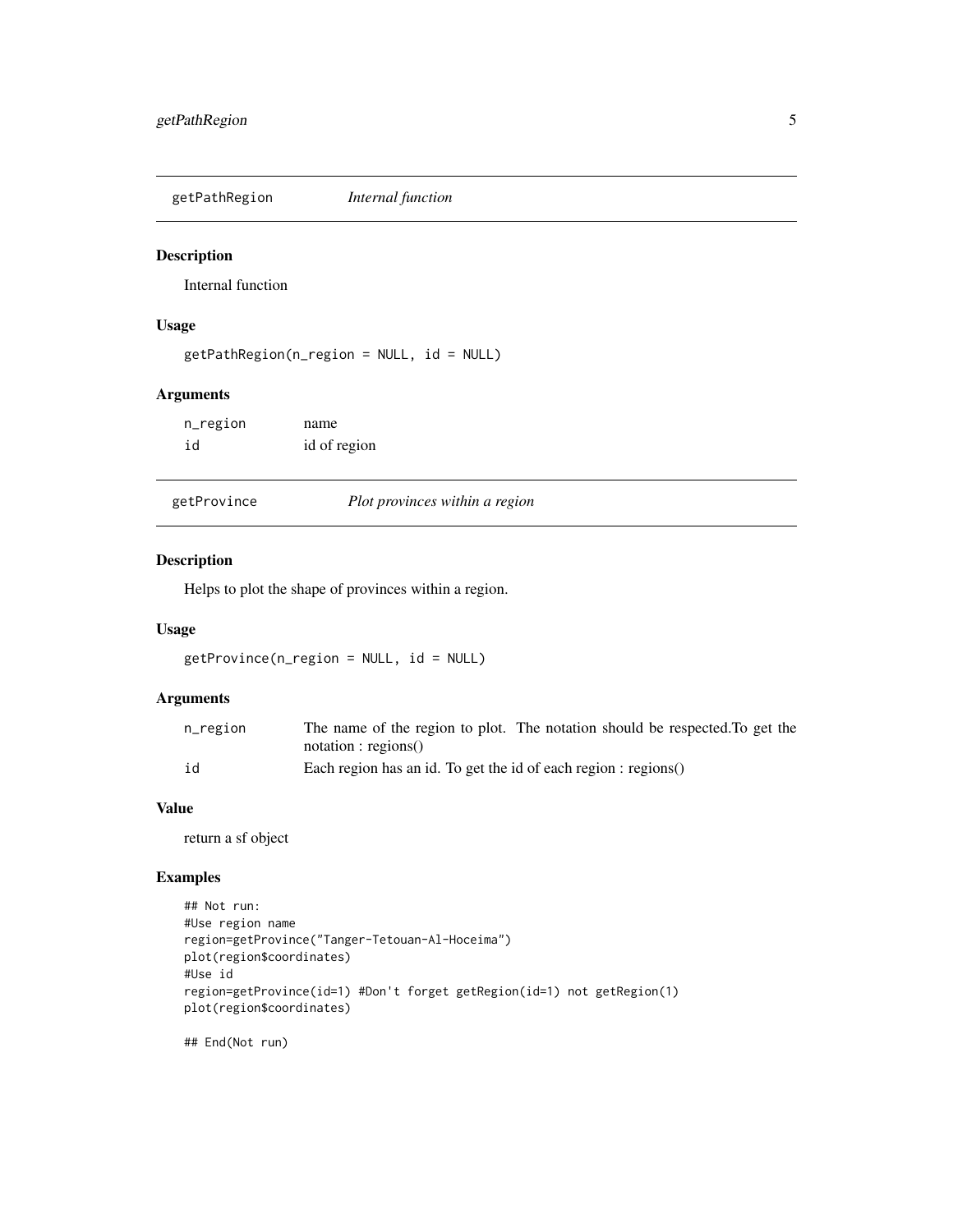## getPathRegion *Internal function*

### Description

Internal function

### Usage

```
getPathRegion(n_region = NULL, id = NULL)
```

### Arguments

| | |
|---|---|
| n_region | name |
| id | id of region |

## getProvince *Plot provinces within a region*

### Description

Helps to plot the shape of provinces within a region.

### Usage

```
getProvince(n_region = NULL, id = NULL)
```

### Arguments

| | |
|---|---|
| n_region | The name of the region to plot. The notation should be respected.To get the notation : regions() |
| id | Each region has an id. To get the id of each region : regions() |

### Value

return a sf object

### Examples

```
## Not run:
#Use region name
region=getProvince("Tanger-Tetouan-Al-Hoceima")
plot(region$coordinates)
#Use id
region=getProvince(id=1) #Don't forget getRegion(id=1) not getRegion(1)
plot(region$coordinates)

## End(Not run)
```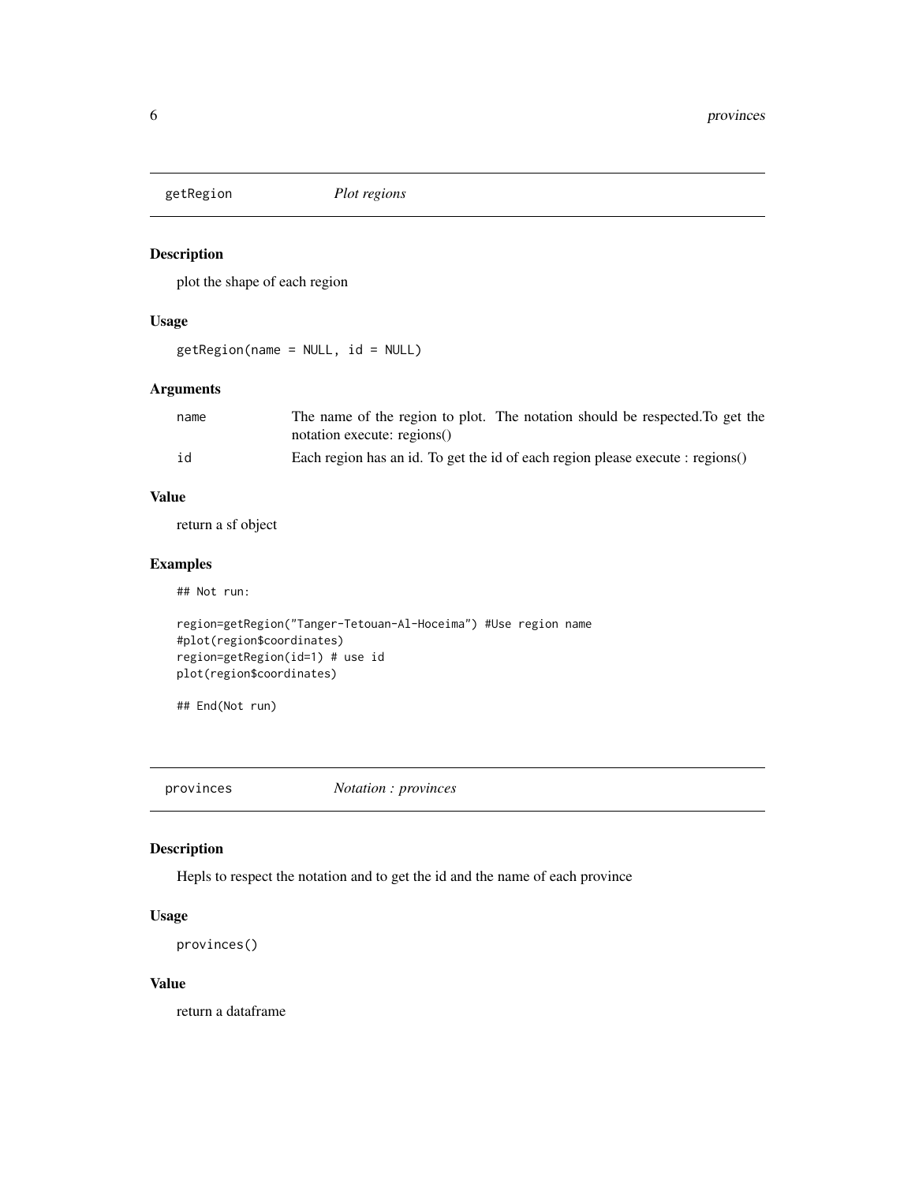## getRegion *Plot regions*

### Description

plot the shape of each region

### Usage

```
getRegion(name = NULL, id = NULL)
```

### Arguments

| | |
|---|---|
| name | The name of the region to plot. The notation should be respected.To get the notation execute: regions() |
| id | Each region has an id. To get the id of each region please execute : regions() |

### Value

return a sf object

### Examples

```
## Not run:

region=getRegion("Tanger-Tetouan-Al-Hoceima") #Use region name
#plot(region$coordinates)
region=getRegion(id=1) # use id
plot(region$coordinates)

## End(Not run)
```

## provinces *Notation : provinces*

### Description

Hepls to respect the notation and to get the id and the name of each province

### Usage

```
provinces()
```

### Value

return a dataframe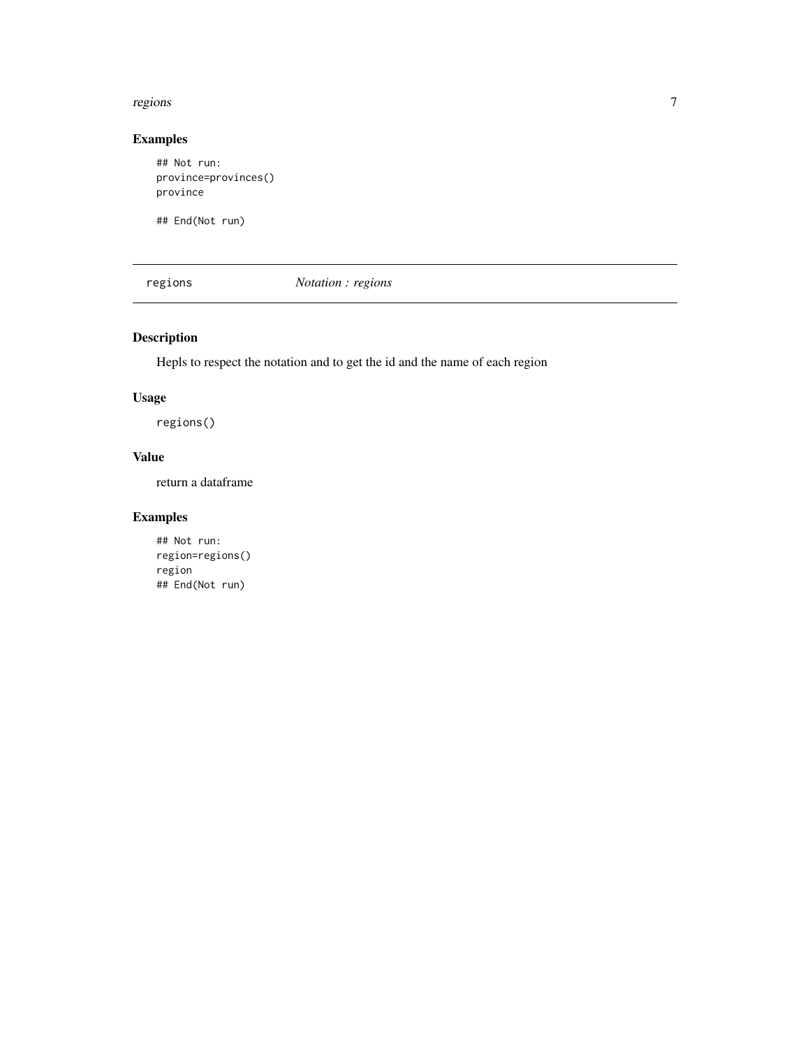### Examples

```
## Not run:
province=provinces()
province

## End(Not run)
```

## regions — *Notation : regions*

### Description

Hepls to respect the notation and to get the id and the name of each region

### Usage

```
regions()
```

### Value

return a dataframe

### Examples

```
## Not run:
region=regions()
region
## End(Not run)
```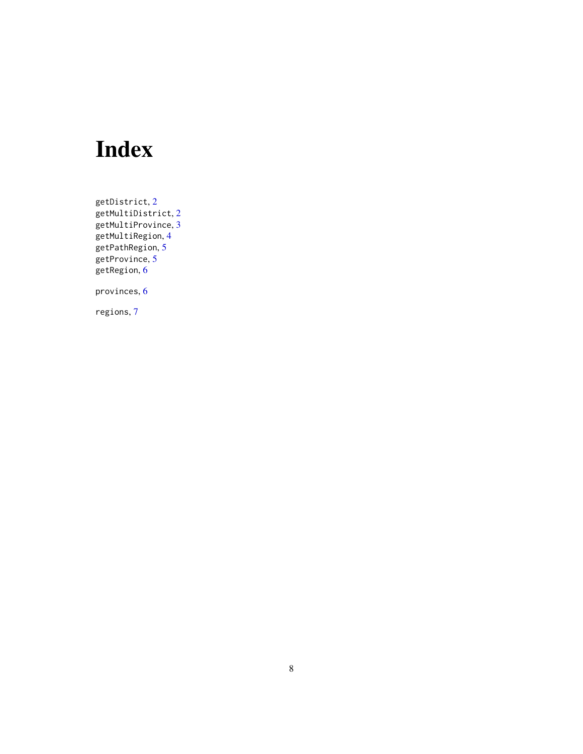# Index

getDistrict, 2
getMultiDistrict, 2
getMultiProvince, 3
getMultiRegion, 4
getPathRegion, 5
getProvince, 5
getRegion, 6

provinces, 6

regions, 7